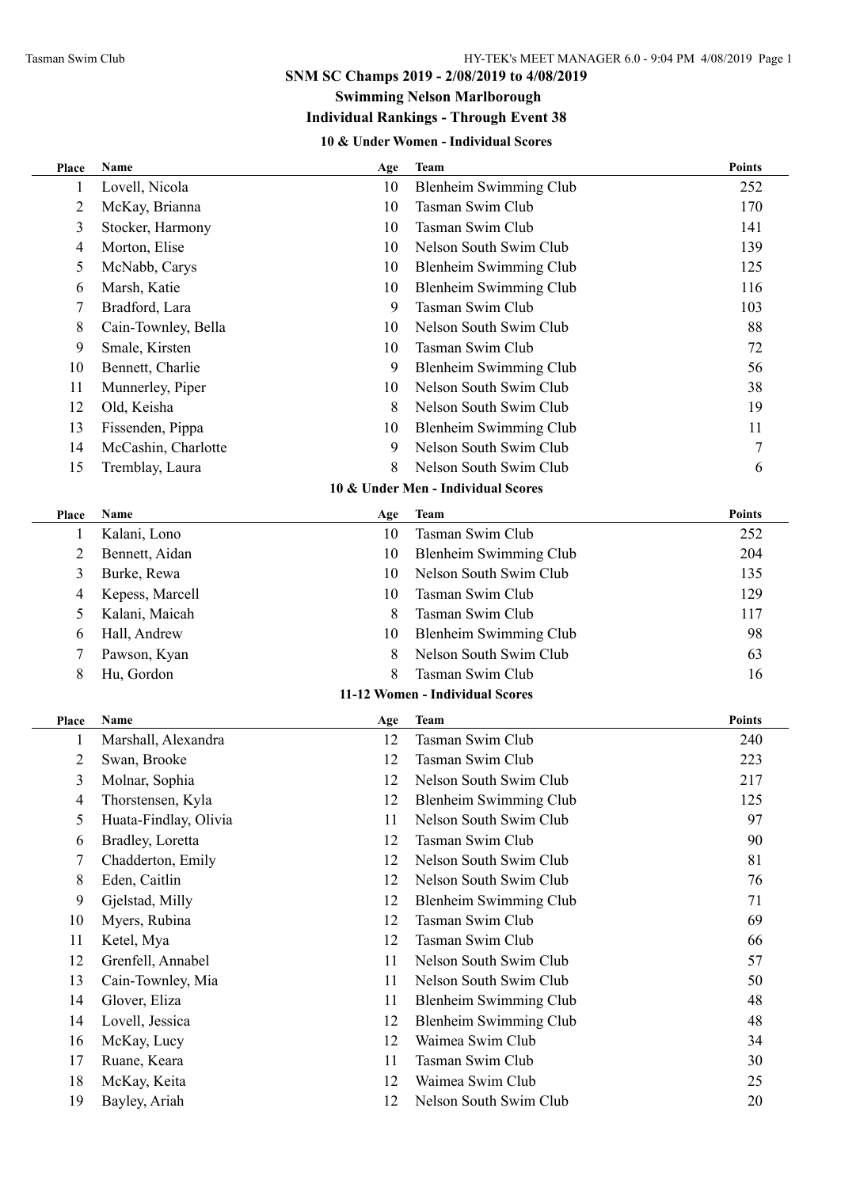# SNM SC Champs 2019 - 2/08/2019 to 4/08/2019

## Swimming Nelson Marlborough

## Individual Rankings - Through Event 38

### 10 & Under Women - Individual Scores

| Place | Name | Age | Team | Points |
|---|---|---|---|---|
| 1 | Lovell, Nicola | 10 | Blenheim Swimming Club | 252 |
| 2 | McKay, Brianna | 10 | Tasman Swim Club | 170 |
| 3 | Stocker, Harmony | 10 | Tasman Swim Club | 141 |
| 4 | Morton, Elise | 10 | Nelson South Swim Club | 139 |
| 5 | McNabb, Carys | 10 | Blenheim Swimming Club | 125 |
| 6 | Marsh, Katie | 10 | Blenheim Swimming Club | 116 |
| 7 | Bradford, Lara | 9 | Tasman Swim Club | 103 |
| 8 | Cain-Townley, Bella | 10 | Nelson South Swim Club | 88 |
| 9 | Smale, Kirsten | 10 | Tasman Swim Club | 72 |
| 10 | Bennett, Charlie | 9 | Blenheim Swimming Club | 56 |
| 11 | Munnerley, Piper | 10 | Nelson South Swim Club | 38 |
| 12 | Old, Keisha | 8 | Nelson South Swim Club | 19 |
| 13 | Fissenden, Pippa | 10 | Blenheim Swimming Club | 11 |
| 14 | McCashin, Charlotte | 9 | Nelson South Swim Club | 7 |
| 15 | Tremblay, Laura | 8 | Nelson South Swim Club | 6 |

### 10 & Under Men - Individual Scores

| Place | Name | Age | Team | Points |
|---|---|---|---|---|
| 1 | Kalani, Lono | 10 | Tasman Swim Club | 252 |
| 2 | Bennett, Aidan | 10 | Blenheim Swimming Club | 204 |
| 3 | Burke, Rewa | 10 | Nelson South Swim Club | 135 |
| 4 | Kepess, Marcell | 10 | Tasman Swim Club | 129 |
| 5 | Kalani, Maicah | 8 | Tasman Swim Club | 117 |
| 6 | Hall, Andrew | 10 | Blenheim Swimming Club | 98 |
| 7 | Pawson, Kyan | 8 | Nelson South Swim Club | 63 |
| 8 | Hu, Gordon | 8 | Tasman Swim Club | 16 |

### 11-12 Women - Individual Scores

| Place | Name | Age | Team | Points |
|---|---|---|---|---|
| 1 | Marshall, Alexandra | 12 | Tasman Swim Club | 240 |
| 2 | Swan, Brooke | 12 | Tasman Swim Club | 223 |
| 3 | Molnar, Sophia | 12 | Nelson South Swim Club | 217 |
| 4 | Thorstensen, Kyla | 12 | Blenheim Swimming Club | 125 |
| 5 | Huata-Findlay, Olivia | 11 | Nelson South Swim Club | 97 |
| 6 | Bradley, Loretta | 12 | Tasman Swim Club | 90 |
| 7 | Chadderton, Emily | 12 | Nelson South Swim Club | 81 |
| 8 | Eden, Caitlin | 12 | Nelson South Swim Club | 76 |
| 9 | Gjelstad, Milly | 12 | Blenheim Swimming Club | 71 |
| 10 | Myers, Rubina | 12 | Tasman Swim Club | 69 |
| 11 | Ketel, Mya | 12 | Tasman Swim Club | 66 |
| 12 | Grenfell, Annabel | 11 | Nelson South Swim Club | 57 |
| 13 | Cain-Townley, Mia | 11 | Nelson South Swim Club | 50 |
| 14 | Glover, Eliza | 11 | Blenheim Swimming Club | 48 |
| 14 | Lovell, Jessica | 12 | Blenheim Swimming Club | 48 |
| 16 | McKay, Lucy | 12 | Waimea Swim Club | 34 |
| 17 | Ruane, Keara | 11 | Tasman Swim Club | 30 |
| 18 | McKay, Keita | 12 | Waimea Swim Club | 25 |
| 19 | Bayley, Ariah | 12 | Nelson South Swim Club | 20 |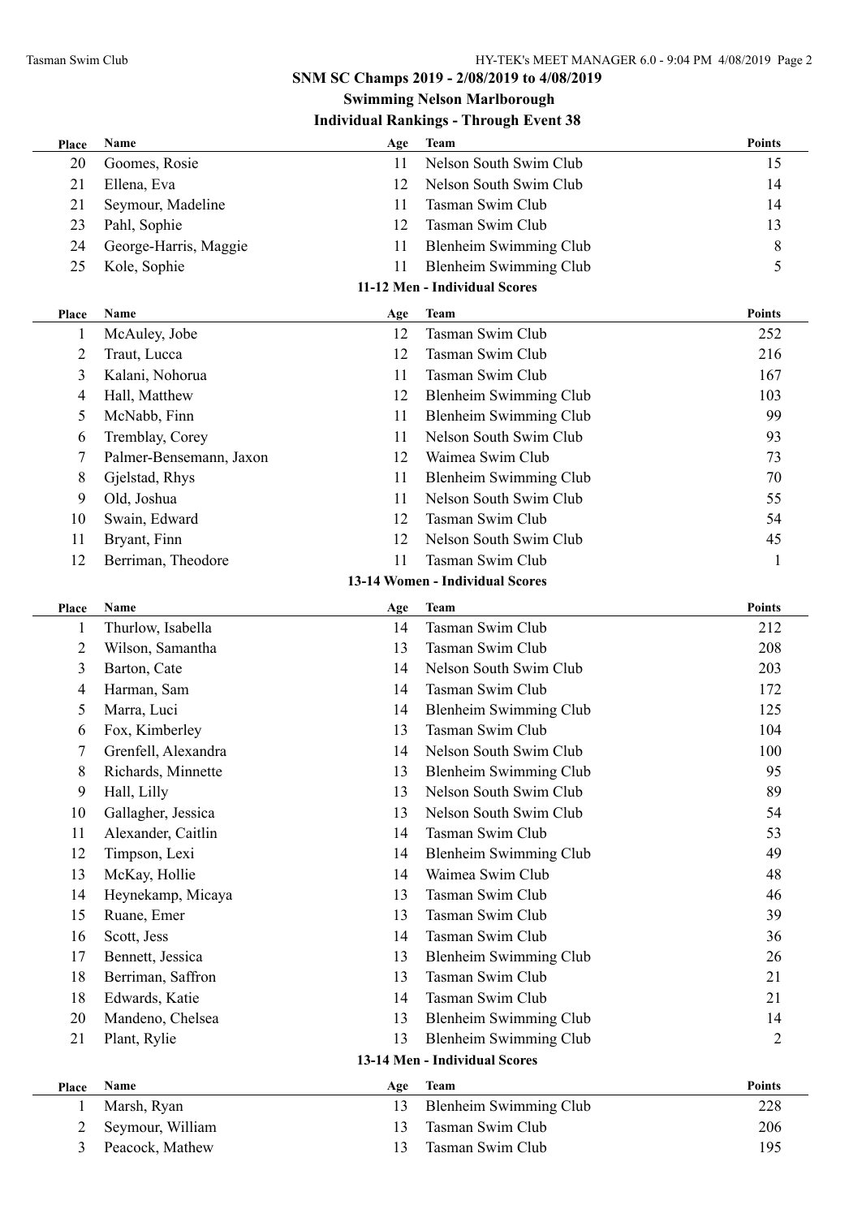## SNM SC Champs 2019 - 2/08/2019 to 4/08/2019

## Swimming Nelson Marlborough

### Individual Rankings - Through Event 38

| Place | Name | Age | Team | Points |
|---|---|---|---|---|
| 20 | Goomes, Rosie | 11 | Nelson South Swim Club | 15 |
| 21 | Ellena, Eva | 12 | Nelson South Swim Club | 14 |
| 21 | Seymour, Madeline | 11 | Tasman Swim Club | 14 |
| 23 | Pahl, Sophie | 12 | Tasman Swim Club | 13 |
| 24 | George-Harris, Maggie | 11 | Blenheim Swimming Club | 8 |
| 25 | Kole, Sophie | 11 | Blenheim Swimming Club | 5 |

#### 11-12 Men - Individual Scores

| Place | Name | Age | Team | Points |
|---|---|---|---|---|
| 1 | McAuley, Jobe | 12 | Tasman Swim Club | 252 |
| 2 | Traut, Lucca | 12 | Tasman Swim Club | 216 |
| 3 | Kalani, Nohorua | 11 | Tasman Swim Club | 167 |
| 4 | Hall, Matthew | 12 | Blenheim Swimming Club | 103 |
| 5 | McNabb, Finn | 11 | Blenheim Swimming Club | 99 |
| 6 | Tremblay, Corey | 11 | Nelson South Swim Club | 93 |
| 7 | Palmer-Bensemann, Jaxon | 12 | Waimea Swim Club | 73 |
| 8 | Gjelstad, Rhys | 11 | Blenheim Swimming Club | 70 |
| 9 | Old, Joshua | 11 | Nelson South Swim Club | 55 |
| 10 | Swain, Edward | 12 | Tasman Swim Club | 54 |
| 11 | Bryant, Finn | 12 | Nelson South Swim Club | 45 |
| 12 | Berriman, Theodore | 11 | Tasman Swim Club | 1 |

#### 13-14 Women - Individual Scores

| Place | Name | Age | Team | Points |
|---|---|---|---|---|
| 1 | Thurlow, Isabella | 14 | Tasman Swim Club | 212 |
| 2 | Wilson, Samantha | 13 | Tasman Swim Club | 208 |
| 3 | Barton, Cate | 14 | Nelson South Swim Club | 203 |
| 4 | Harman, Sam | 14 | Tasman Swim Club | 172 |
| 5 | Marra, Luci | 14 | Blenheim Swimming Club | 125 |
| 6 | Fox, Kimberley | 13 | Tasman Swim Club | 104 |
| 7 | Grenfell, Alexandra | 14 | Nelson South Swim Club | 100 |
| 8 | Richards, Minnette | 13 | Blenheim Swimming Club | 95 |
| 9 | Hall, Lilly | 13 | Nelson South Swim Club | 89 |
| 10 | Gallagher, Jessica | 13 | Nelson South Swim Club | 54 |
| 11 | Alexander, Caitlin | 14 | Tasman Swim Club | 53 |
| 12 | Timpson, Lexi | 14 | Blenheim Swimming Club | 49 |
| 13 | McKay, Hollie | 14 | Waimea Swim Club | 48 |
| 14 | Heynekamp, Micaya | 13 | Tasman Swim Club | 46 |
| 15 | Ruane, Emer | 13 | Tasman Swim Club | 39 |
| 16 | Scott, Jess | 14 | Tasman Swim Club | 36 |
| 17 | Bennett, Jessica | 13 | Blenheim Swimming Club | 26 |
| 18 | Berriman, Saffron | 13 | Tasman Swim Club | 21 |
| 18 | Edwards, Katie | 14 | Tasman Swim Club | 21 |
| 20 | Mandeno, Chelsea | 13 | Blenheim Swimming Club | 14 |
| 21 | Plant, Rylie | 13 | Blenheim Swimming Club | 2 |

#### 13-14 Men - Individual Scores

| Place | Name | Age | Team | Points |
|---|---|---|---|---|
| 1 | Marsh, Ryan | 13 | Blenheim Swimming Club | 228 |
| 2 | Seymour, William | 13 | Tasman Swim Club | 206 |
| 3 | Peacock, Mathew | 13 | Tasman Swim Club | 195 |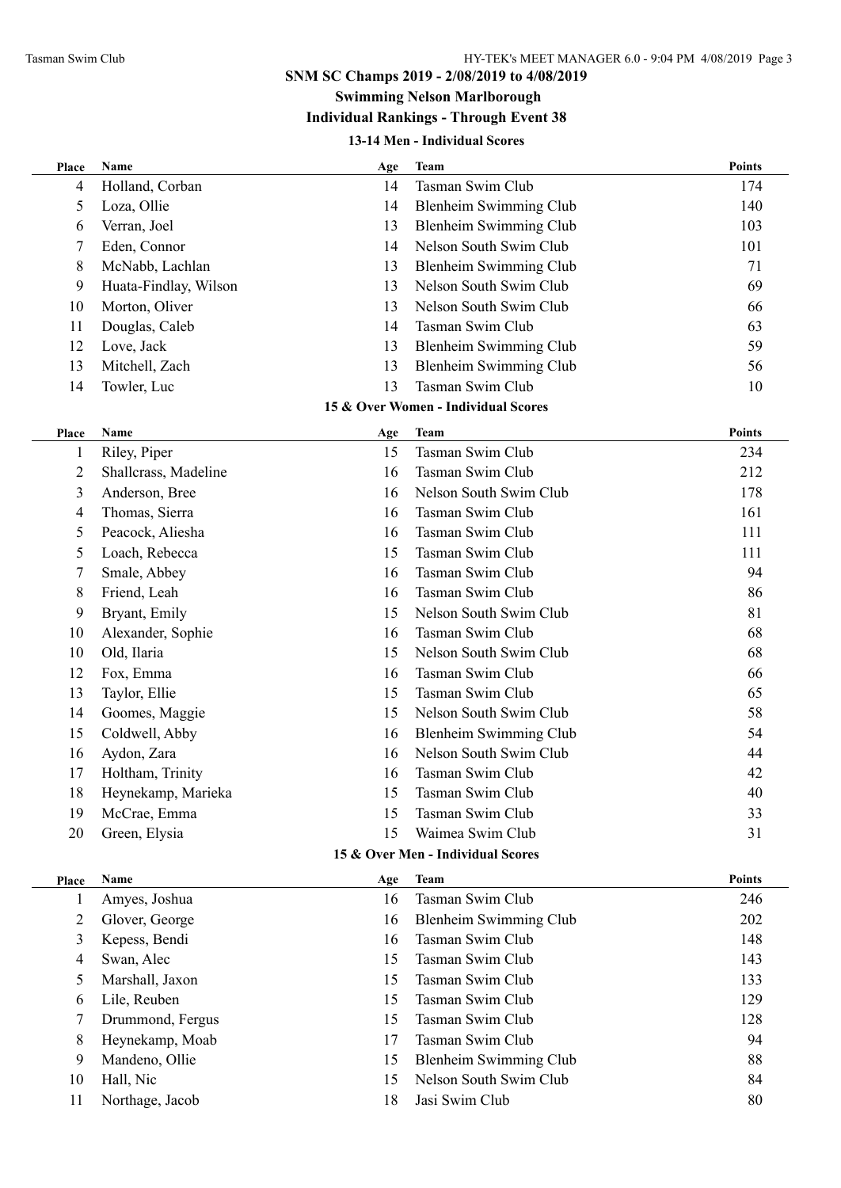## SNM SC Champs 2019 - 2/08/2019 to 4/08/2019

## Swimming Nelson Marlborough

## Individual Rankings - Through Event 38

### 13-14 Men - Individual Scores

| Place | Name | Age | Team | Points |
|---|---|---|---|---|
| 4 | Holland, Corban | 14 | Tasman Swim Club | 174 |
| 5 | Loza, Ollie | 14 | Blenheim Swimming Club | 140 |
| 6 | Verran, Joel | 13 | Blenheim Swimming Club | 103 |
| 7 | Eden, Connor | 14 | Nelson South Swim Club | 101 |
| 8 | McNabb, Lachlan | 13 | Blenheim Swimming Club | 71 |
| 9 | Huata-Findlay, Wilson | 13 | Nelson South Swim Club | 69 |
| 10 | Morton, Oliver | 13 | Nelson South Swim Club | 66 |
| 11 | Douglas, Caleb | 14 | Tasman Swim Club | 63 |
| 12 | Love, Jack | 13 | Blenheim Swimming Club | 59 |
| 13 | Mitchell, Zach | 13 | Blenheim Swimming Club | 56 |
| 14 | Towler, Luc | 13 | Tasman Swim Club | 10 |

### 15 & Over Women - Individual Scores

| Place | Name | Age | Team | Points |
|---|---|---|---|---|
| 1 | Riley, Piper | 15 | Tasman Swim Club | 234 |
| 2 | Shallcrass, Madeline | 16 | Tasman Swim Club | 212 |
| 3 | Anderson, Bree | 16 | Nelson South Swim Club | 178 |
| 4 | Thomas, Sierra | 16 | Tasman Swim Club | 161 |
| 5 | Peacock, Aliesha | 16 | Tasman Swim Club | 111 |
| 5 | Loach, Rebecca | 15 | Tasman Swim Club | 111 |
| 7 | Smale, Abbey | 16 | Tasman Swim Club | 94 |
| 8 | Friend, Leah | 16 | Tasman Swim Club | 86 |
| 9 | Bryant, Emily | 15 | Nelson South Swim Club | 81 |
| 10 | Alexander, Sophie | 16 | Tasman Swim Club | 68 |
| 10 | Old, Ilaria | 15 | Nelson South Swim Club | 68 |
| 12 | Fox, Emma | 16 | Tasman Swim Club | 66 |
| 13 | Taylor, Ellie | 15 | Tasman Swim Club | 65 |
| 14 | Goomes, Maggie | 15 | Nelson South Swim Club | 58 |
| 15 | Coldwell, Abby | 16 | Blenheim Swimming Club | 54 |
| 16 | Aydon, Zara | 16 | Nelson South Swim Club | 44 |
| 17 | Holtham, Trinity | 16 | Tasman Swim Club | 42 |
| 18 | Heynekamp, Marieka | 15 | Tasman Swim Club | 40 |
| 19 | McCrae, Emma | 15 | Tasman Swim Club | 33 |
| 20 | Green, Elysia | 15 | Waimea Swim Club | 31 |

### 15 & Over Men - Individual Scores

| Place | Name | Age | Team | Points |
|---|---|---|---|---|
| 1 | Amyes, Joshua | 16 | Tasman Swim Club | 246 |
| 2 | Glover, George | 16 | Blenheim Swimming Club | 202 |
| 3 | Kepess, Bendi | 16 | Tasman Swim Club | 148 |
| 4 | Swan, Alec | 15 | Tasman Swim Club | 143 |
| 5 | Marshall, Jaxon | 15 | Tasman Swim Club | 133 |
| 6 | Lile, Reuben | 15 | Tasman Swim Club | 129 |
| 7 | Drummond, Fergus | 15 | Tasman Swim Club | 128 |
| 8 | Heynekamp, Moab | 17 | Tasman Swim Club | 94 |
| 9 | Mandeno, Ollie | 15 | Blenheim Swimming Club | 88 |
| 10 | Hall, Nic | 15 | Nelson South Swim Club | 84 |
| 11 | Northage, Jacob | 18 | Jasi Swim Club | 80 |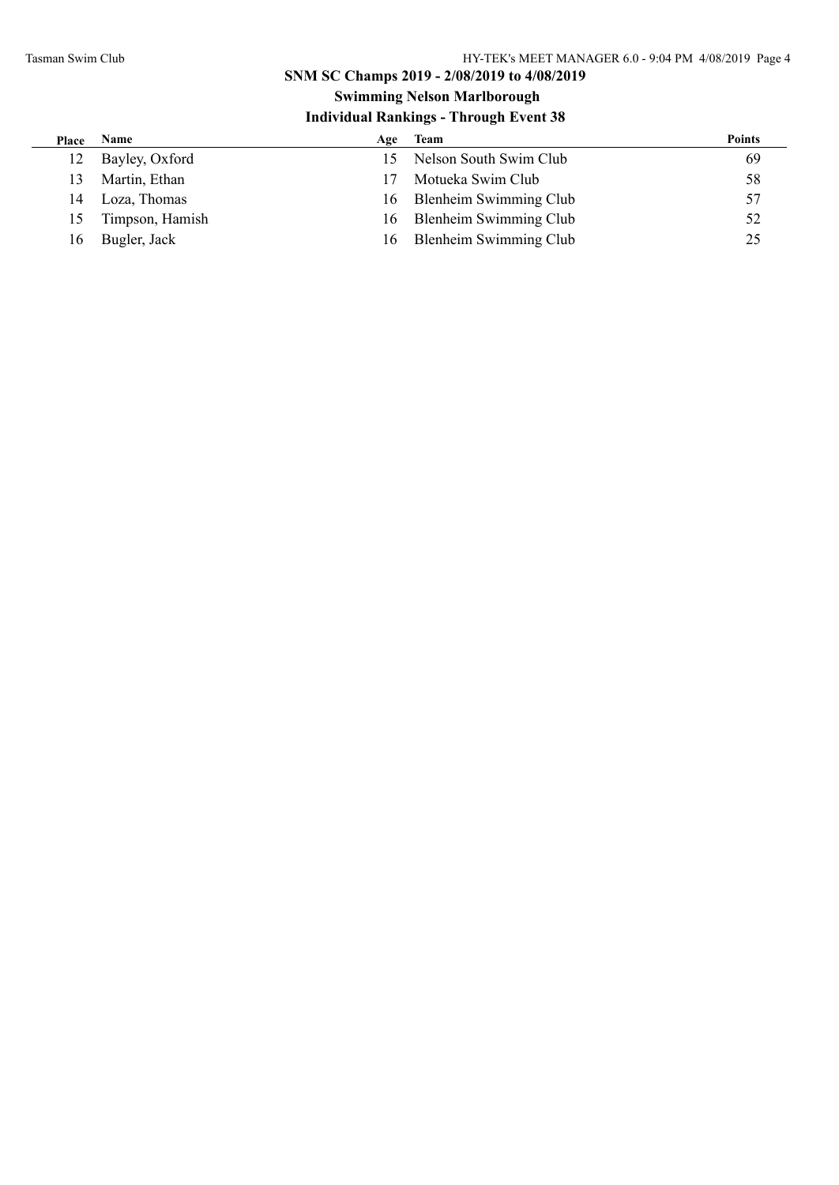| Place | Name | Age | Team | Points |
|---|---|---|---|---|
| 12 | Bayley, Oxford | 15 | Nelson South Swim Club | 69 |
| 13 | Martin, Ethan | 17 | Motueka Swim Club | 58 |
| 14 | Loza, Thomas | 16 | Blenheim Swimming Club | 57 |
| 15 | Timpson, Hamish | 16 | Blenheim Swimming Club | 52 |
| 16 | Bugler, Jack | 16 | Blenheim Swimming Club | 25 |